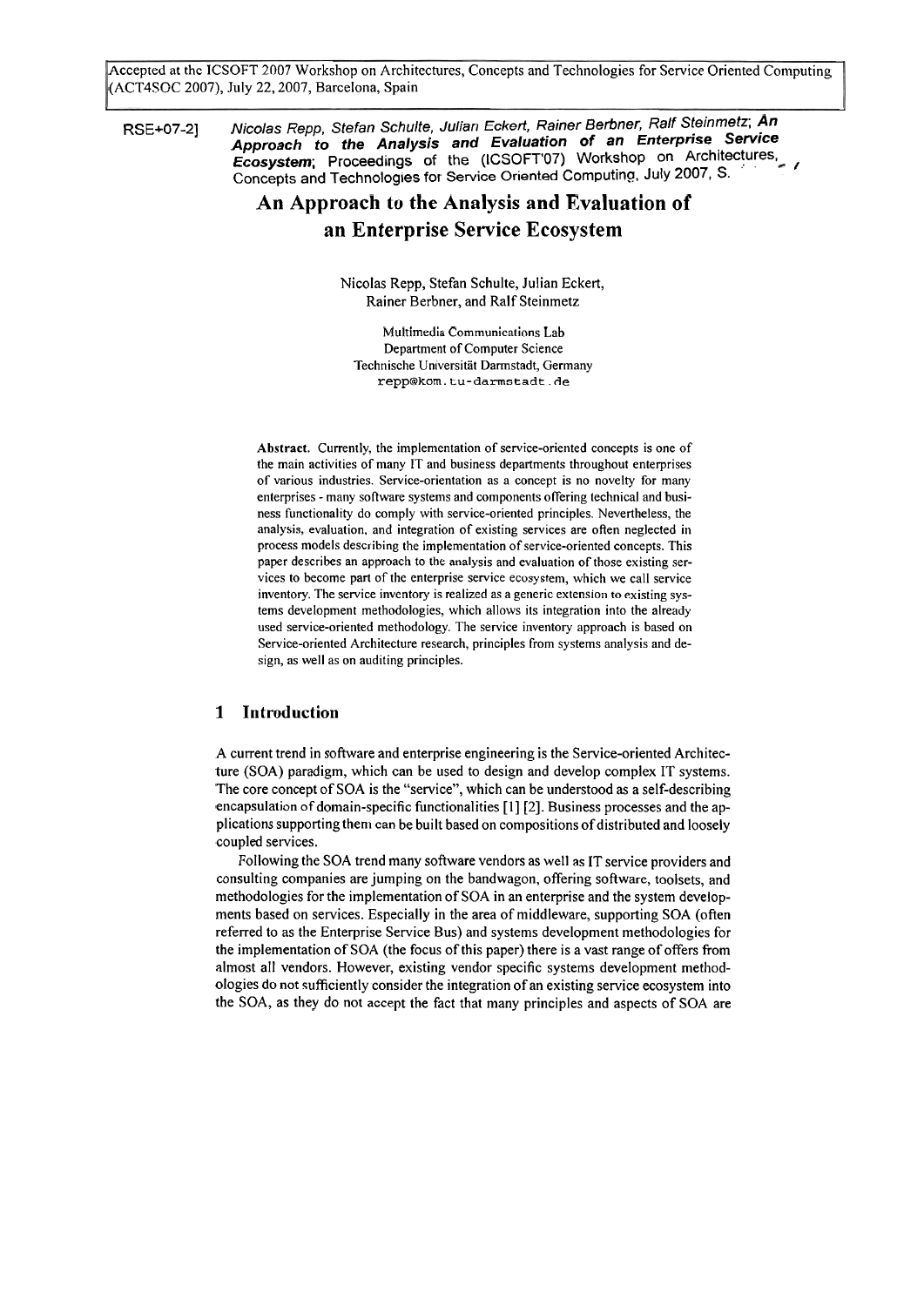Accepted at the ICSOFT 2007 Workshop on Architectures, Concepts and Technologies for Service Oriented Computing (ACT4SOC 2007), July 22, 2007, Barcelona, Spain

RSE+07-2] *Nicolas Repp, Stefan Schulte, Julian Eckert, Rainer Berbner, Ralf Steinmetz*; ***An Approach to the Analysis and Evaluation of an Enterprise Service Ecosystem***; Proceedings of the (ICSOFT'07) Workshop on Architectures, Concepts and Technologies for Service Oriented Computing, July 2007, S.

# An Approach to the Analysis and Evaluation of an Enterprise Service Ecosystem

Nicolas Repp, Stefan Schulte, Julian Eckert, Rainer Berbner, and Ralf Steinmetz

Multimedia Communications Lab
Department of Computer Science
Technische Universität Darmstadt, Germany
repp@kom.tu-darmstadt.de

**Abstract.** Currently, the implementation of service-oriented concepts is one of the main activities of many IT and business departments throughout enterprises of various industries. Service-orientation as a concept is no novelty for many enterprises - many software systems and components offering technical and business functionality do comply with service-oriented principles. Nevertheless, the analysis, evaluation, and integration of existing services are often neglected in process models describing the implementation of service-oriented concepts. This paper describes an approach to the analysis and evaluation of those existing services to become part of the enterprise service ecosystem, which we call service inventory. The service inventory is realized as a generic extension to existing systems development methodologies, which allows its integration into the already used service-oriented methodology. The service inventory approach is based on Service-oriented Architecture research, principles from systems analysis and design, as well as on auditing principles.

## 1 Introduction

A current trend in software and enterprise engineering is the Service-oriented Architecture (SOA) paradigm, which can be used to design and develop complex IT systems. The core concept of SOA is the "service", which can be understood as a self-describing encapsulation of domain-specific functionalities [1] [2]. Business processes and the applications supporting them can be built based on compositions of distributed and loosely coupled services.

Following the SOA trend many software vendors as well as IT service providers and consulting companies are jumping on the bandwagon, offering software, toolsets, and methodologies for the implementation of SOA in an enterprise and the system developments based on services. Especially in the area of middleware, supporting SOA (often referred to as the Enterprise Service Bus) and systems development methodologies for the implementation of SOA (the focus of this paper) there is a vast range of offers from almost all vendors. However, existing vendor specific systems development methodologies do not sufficiently consider the integration of an existing service ecosystem into the SOA, as they do not accept the fact that many principles and aspects of SOA are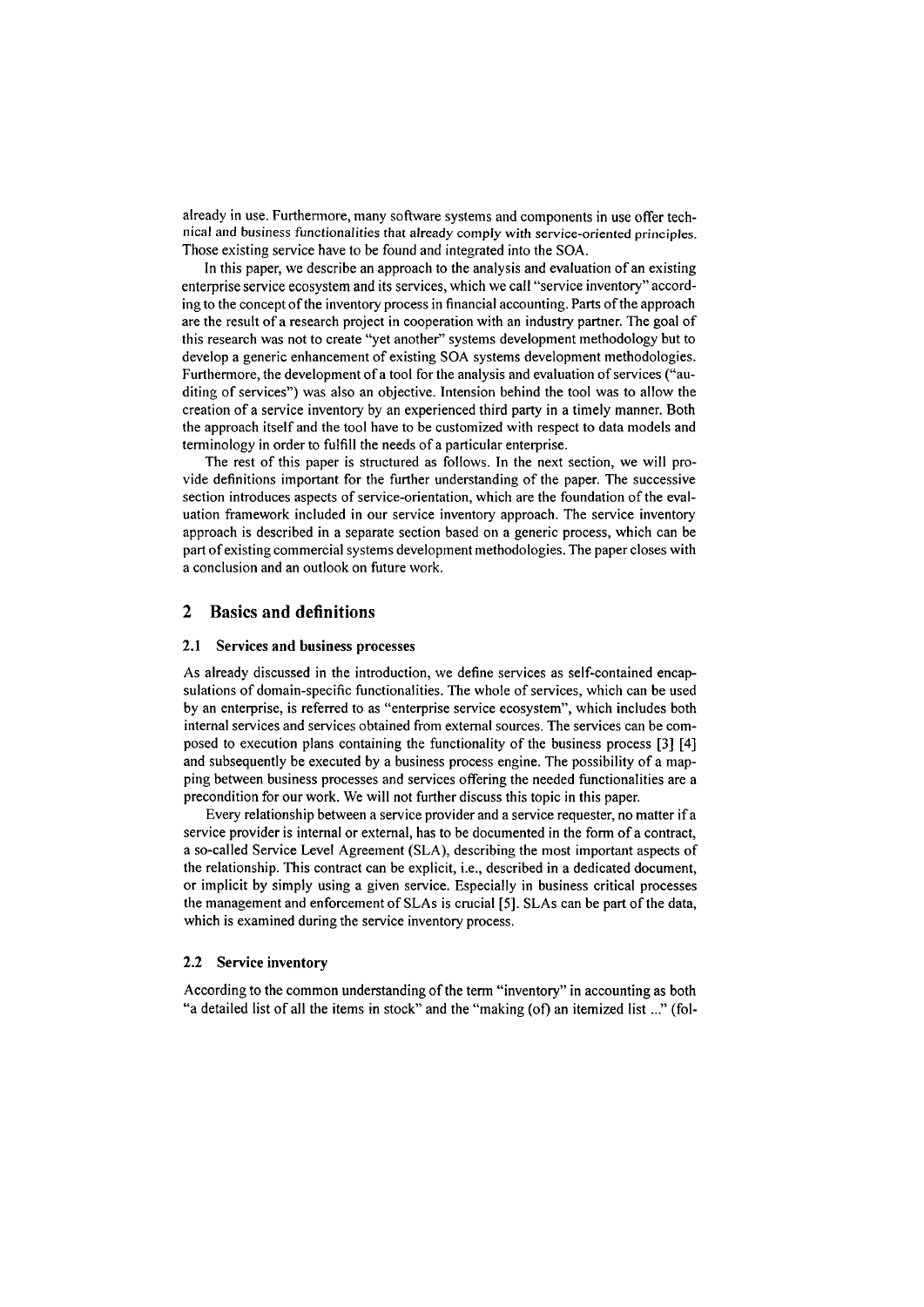already in use. Furthermore, many software systems and components in use offer technical and business functionalities that already comply with service-oriented principles. Those existing service have to be found and integrated into the SOA.

In this paper, we describe an approach to the analysis and evaluation of an existing enterprise service ecosystem and its services, which we call "service inventory" according to the concept of the inventory process in financial accounting. Parts of the approach are the result of a research project in cooperation with an industry partner. The goal of this research was not to create "yet another" systems development methodology but to develop a generic enhancement of existing SOA systems development methodologies. Furthermore, the development of a tool for the analysis and evaluation of services ("auditing of services") was also an objective. Intension behind the tool was to allow the creation of a service inventory by an experienced third party in a timely manner. Both the approach itself and the tool have to be customized with respect to data models and terminology in order to fulfill the needs of a particular enterprise.

The rest of this paper is structured as follows. In the next section, we will provide definitions important for the further understanding of the paper. The successive section introduces aspects of service-orientation, which are the foundation of the evaluation framework included in our service inventory approach. The service inventory approach is described in a separate section based on a generic process, which can be part of existing commercial systems development methodologies. The paper closes with a conclusion and an outlook on future work.

## 2 Basics and definitions

### 2.1 Services and business processes

As already discussed in the introduction, we define services as self-contained encapsulations of domain-specific functionalities. The whole of services, which can be used by an enterprise, is referred to as "enterprise service ecosystem", which includes both internal services and services obtained from external sources. The services can be composed to execution plans containing the functionality of the business process [3] [4] and subsequently be executed by a business process engine. The possibility of a mapping between business processes and services offering the needed functionalities are a precondition for our work. We will not further discuss this topic in this paper.

Every relationship between a service provider and a service requester, no matter if a service provider is internal or external, has to be documented in the form of a contract, a so-called Service Level Agreement (SLA), describing the most important aspects of the relationship. This contract can be explicit, i.e., described in a dedicated document, or implicit by simply using a given service. Especially in business critical processes the management and enforcement of SLAs is crucial [5]. SLAs can be part of the data, which is examined during the service inventory process.

### 2.2 Service inventory

According to the common understanding of the term "inventory" in accounting as both "a detailed list of all the items in stock" and the "making (of) an itemized list ..." (fol-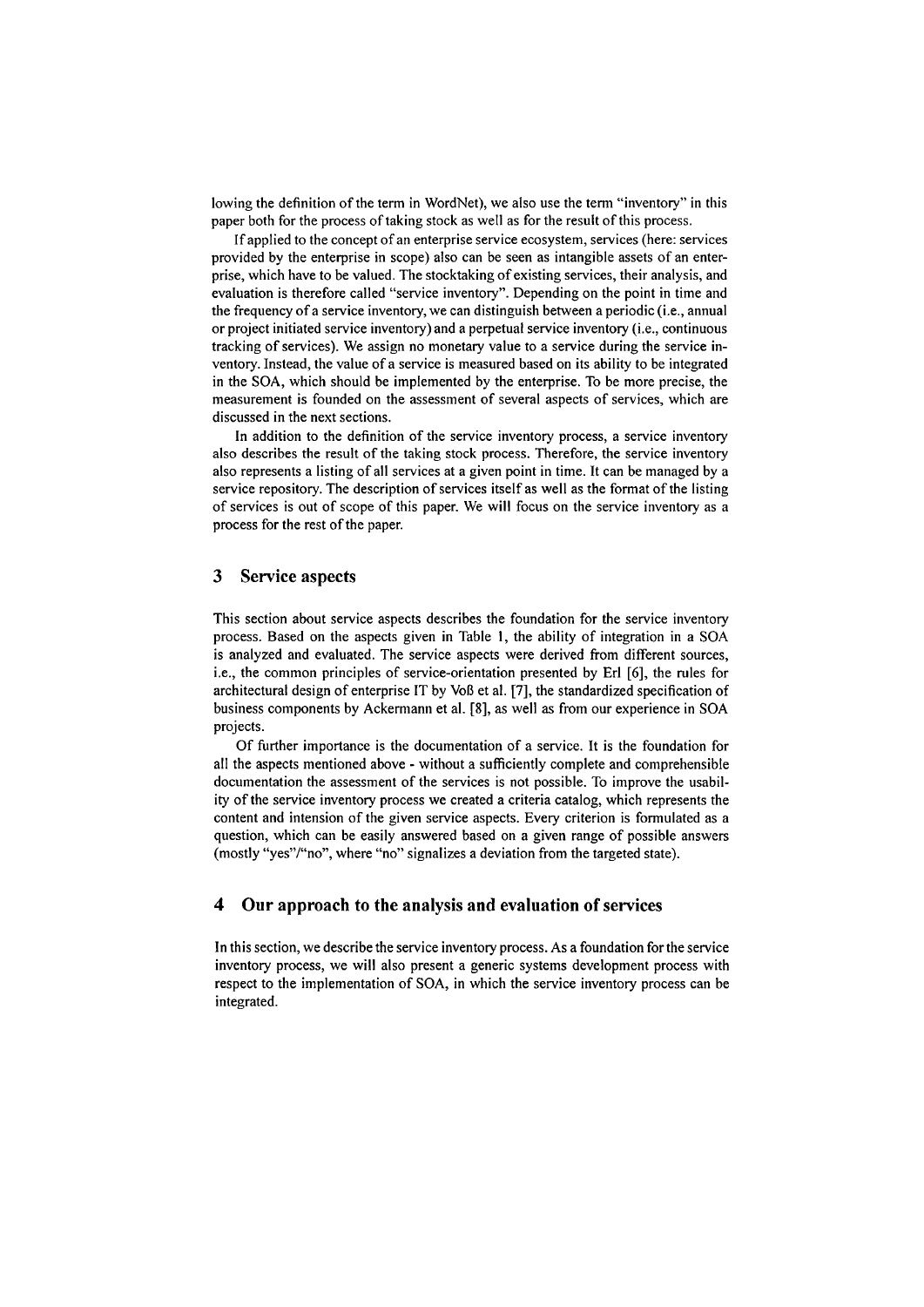lowing the definition of the term in WordNet), we also use the term "inventory" in this paper both for the process of taking stock as well as for the result of this process.

If applied to the concept of an enterprise service ecosystem, services (here: services provided by the enterprise in scope) also can be seen as intangible assets of an enterprise, which have to be valued. The stocktaking of existing services, their analysis, and evaluation is therefore called "service inventory". Depending on the point in time and the frequency of a service inventory, we can distinguish between a periodic (i.e., annual or project initiated service inventory) and a perpetual service inventory (i.e., continuous tracking of services). We assign no monetary value to a service during the service inventory. Instead, the value of a service is measured based on its ability to be integrated in the SOA, which should be implemented by the enterprise. To be more precise, the measurement is founded on the assessment of several aspects of services, which are discussed in the next sections.

In addition to the definition of the service inventory process, a service inventory also describes the result of the taking stock process. Therefore, the service inventory also represents a listing of all services at a given point in time. It can be managed by a service repository. The description of services itself as well as the format of the listing of services is out of scope of this paper. We will focus on the service inventory as a process for the rest of the paper.

## 3 Service aspects

This section about service aspects describes the foundation for the service inventory process. Based on the aspects given in Table 1, the ability of integration in a SOA is analyzed and evaluated. The service aspects were derived from different sources, i.e., the common principles of service-orientation presented by Erl [6], the rules for architectural design of enterprise IT by Voß et al. [7], the standardized specification of business components by Ackermann et al. [8], as well as from our experience in SOA projects.

Of further importance is the documentation of a service. It is the foundation for all the aspects mentioned above - without a sufficiently complete and comprehensible documentation the assessment of the services is not possible. To improve the usability of the service inventory process we created a criteria catalog, which represents the content and intension of the given service aspects. Every criterion is formulated as a question, which can be easily answered based on a given range of possible answers (mostly "yes"/"no", where "no" signalizes a deviation from the targeted state).

## 4 Our approach to the analysis and evaluation of services

In this section, we describe the service inventory process. As a foundation for the service inventory process, we will also present a generic systems development process with respect to the implementation of SOA, in which the service inventory process can be integrated.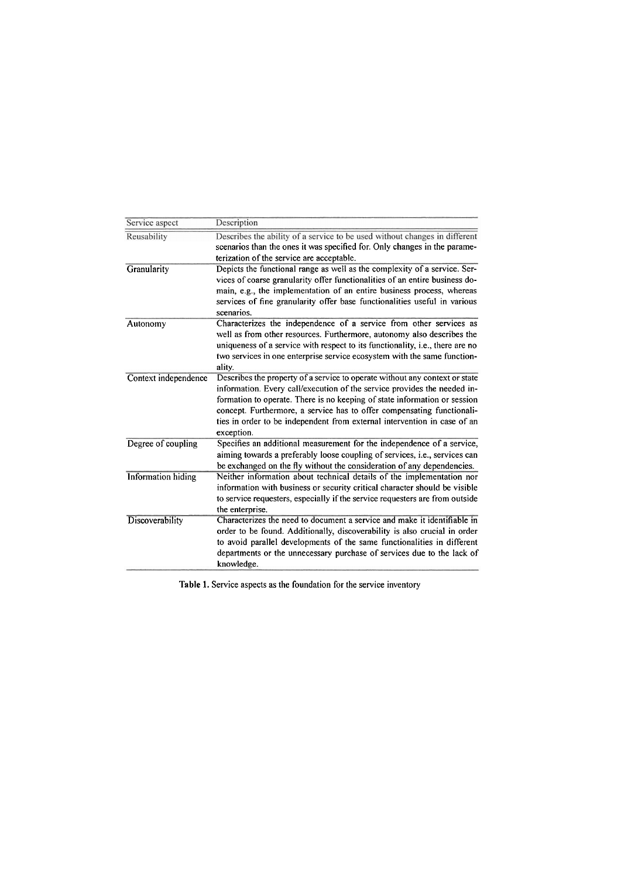| Service aspect | Description |
|---|---|
| Reusability | Describes the ability of a service to be used without changes in different scenarios than the ones it was specified for. Only changes in the parameterization of the service are acceptable. |
| Granularity | Depicts the functional range as well as the complexity of a service. Services of coarse granularity offer functionalities of an entire business domain, e.g., the implementation of an entire business process, whereas services of fine granularity offer base functionalities useful in various scenarios. |
| Autonomy | Characterizes the independence of a service from other services as well as from other resources. Furthermore, autonomy also describes the uniqueness of a service with respect to its functionality, i.e., there are no two services in one enterprise service ecosystem with the same functionality. |
| Context independence | Describes the property of a service to operate without any context or state information. Every call/execution of the service provides the needed information to operate. There is no keeping of state information or session concept. Furthermore, a service has to offer compensating functionalities in order to be independent from external intervention in case of an exception. |
| Degree of coupling | Specifies an additional measurement for the independence of a service, aiming towards a preferably loose coupling of services, i.e., services can be exchanged on the fly without the consideration of any dependencies. |
| Information hiding | Neither information about technical details of the implementation nor information with business or security critical character should be visible to service requesters, especially if the service requesters are from outside the enterprise. |
| Discoverability | Characterizes the need to document a service and make it identifiable in order to be found. Additionally, discoverability is also crucial in order to avoid parallel developments of the same functionalities in different departments or the unnecessary purchase of services due to the lack of knowledge. |

**Table 1.** Service aspects as the foundation for the service inventory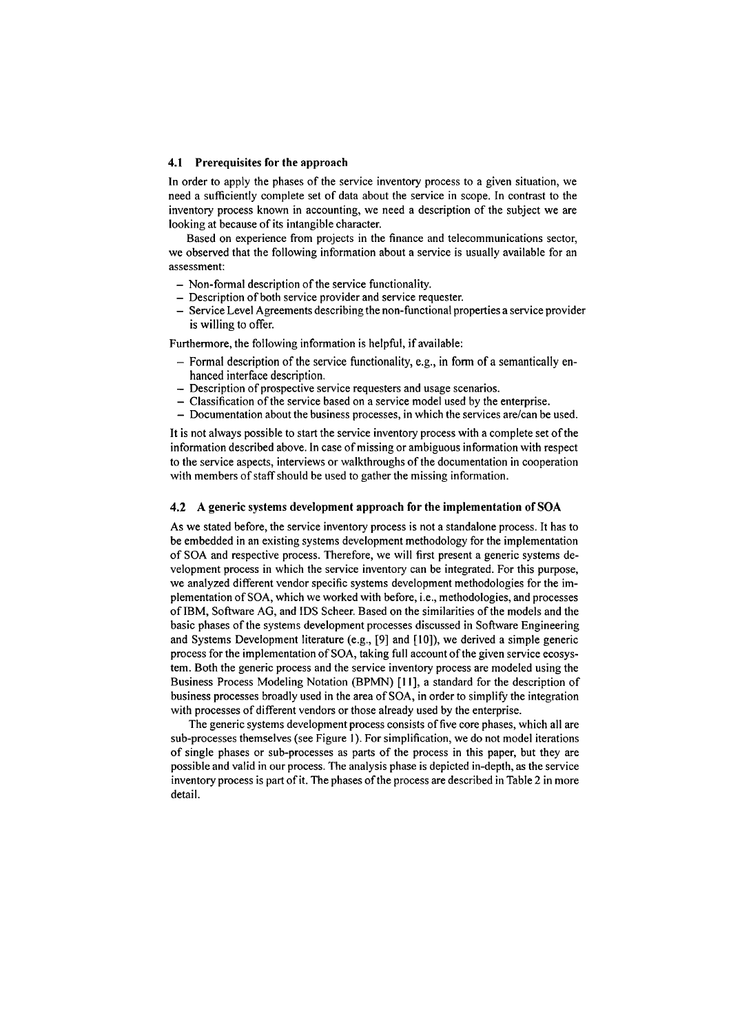### 4.1 Prerequisites for the approach

In order to apply the phases of the service inventory process to a given situation, we need a sufficiently complete set of data about the service in scope. In contrast to the inventory process known in accounting, we need a description of the subject we are looking at because of its intangible character.

Based on experience from projects in the finance and telecommunications sector, we observed that the following information about a service is usually available for an assessment:

- Non-formal description of the service functionality.
- Description of both service provider and service requester.
- Service Level Agreements describing the non-functional properties a service provider is willing to offer.

Furthermore, the following information is helpful, if available:

- Formal description of the service functionality, e.g., in form of a semantically enhanced interface description.
- Description of prospective service requesters and usage scenarios.
- Classification of the service based on a service model used by the enterprise.
- Documentation about the business processes, in which the services are/can be used.

It is not always possible to start the service inventory process with a complete set of the information described above. In case of missing or ambiguous information with respect to the service aspects, interviews or walkthroughs of the documentation in cooperation with members of staff should be used to gather the missing information.

### 4.2 A generic systems development approach for the implementation of SOA

As we stated before, the service inventory process is not a standalone process. It has to be embedded in an existing systems development methodology for the implementation of SOA and respective process. Therefore, we will first present a generic systems development process in which the service inventory can be integrated. For this purpose, we analyzed different vendor specific systems development methodologies for the implementation of SOA, which we worked with before, i.e., methodologies, and processes of IBM, Software AG, and IDS Scheer. Based on the similarities of the models and the basic phases of the systems development processes discussed in Software Engineering and Systems Development literature (e.g., [9] and [10]), we derived a simple generic process for the implementation of SOA, taking full account of the given service ecosystem. Both the generic process and the service inventory process are modeled using the Business Process Modeling Notation (BPMN) [11], a standard for the description of business processes broadly used in the area of SOA, in order to simplify the integration with processes of different vendors or those already used by the enterprise.

The generic systems development process consists of five core phases, which all are sub-processes themselves (see Figure 1). For simplification, we do not model iterations of single phases or sub-processes as parts of the process in this paper, but they are possible and valid in our process. The analysis phase is depicted in-depth, as the service inventory process is part of it. The phases of the process are described in Table 2 in more detail.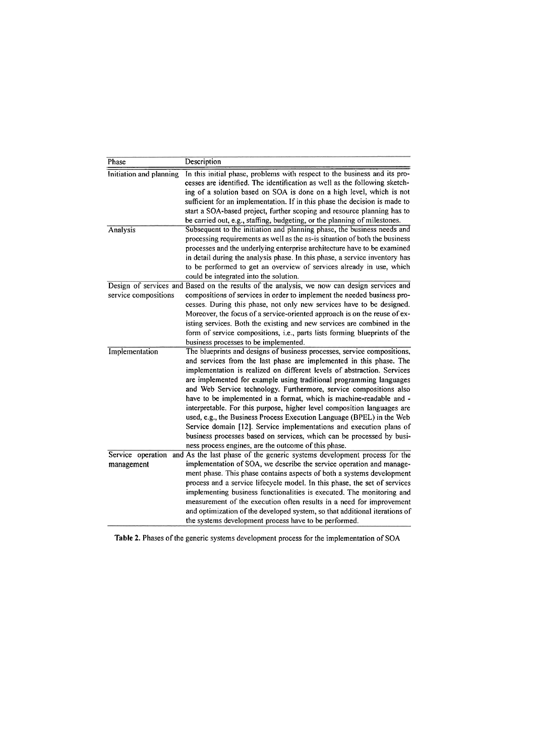| Phase | Description |
| --- | --- |
| Initiation and planning | In this initial phase, problems with respect to the business and its processes are identified. The identification as well as the following sketching of a solution based on SOA is done on a high level, which is not sufficient for an implementation. If in this phase the decision is made to start a SOA-based project, further scoping and resource planning has to be carried out, e.g., staffing, budgeting, or the planning of milestones. |
| Analysis | Subsequent to the initiation and planning phase, the business needs and processing requirements as well as the as-is situation of both the business processes and the underlying enterprise architecture have to be examined in detail during the analysis phase. In this phase, a service inventory has to be performed to get an overview of services already in use, which could be integrated into the solution. |
| Design of services and service compositions | Based on the results of the analysis, we now can design services and compositions of services in order to implement the needed business processes. During this phase, not only new services have to be designed. Moreover, the focus of a service-oriented approach is on the reuse of existing services. Both the existing and new services are combined in the form of service compositions, i.e., parts lists forming blueprints of the business processes to be implemented. |
| Implementation | The blueprints and designs of business processes, service compositions, and services from the last phase are implemented in this phase. The implementation is realized on different levels of abstraction. Services are implemented for example using traditional programming languages and Web Service technology. Furthermore, service compositions also have to be implemented in a format, which is machine-readable and -interpretable. For this purpose, higher level composition languages are used, e.g., the Business Process Execution Language (BPEL) in the Web Service domain [12]. Service implementations and execution plans of business processes based on services, which can be processed by business process engines, are the outcome of this phase. |
| Service operation and management | As the last phase of the generic systems development process for the implementation of SOA, we describe the service operation and management phase. This phase contains aspects of both a systems development process and a service lifecycle model. In this phase, the set of services implementing business functionalities is executed. The monitoring and measurement of the execution often results in a need for improvement and optimization of the developed system, so that additional iterations of the systems development process have to be performed. |

**Table 2.** Phases of the generic systems development process for the implementation of SOA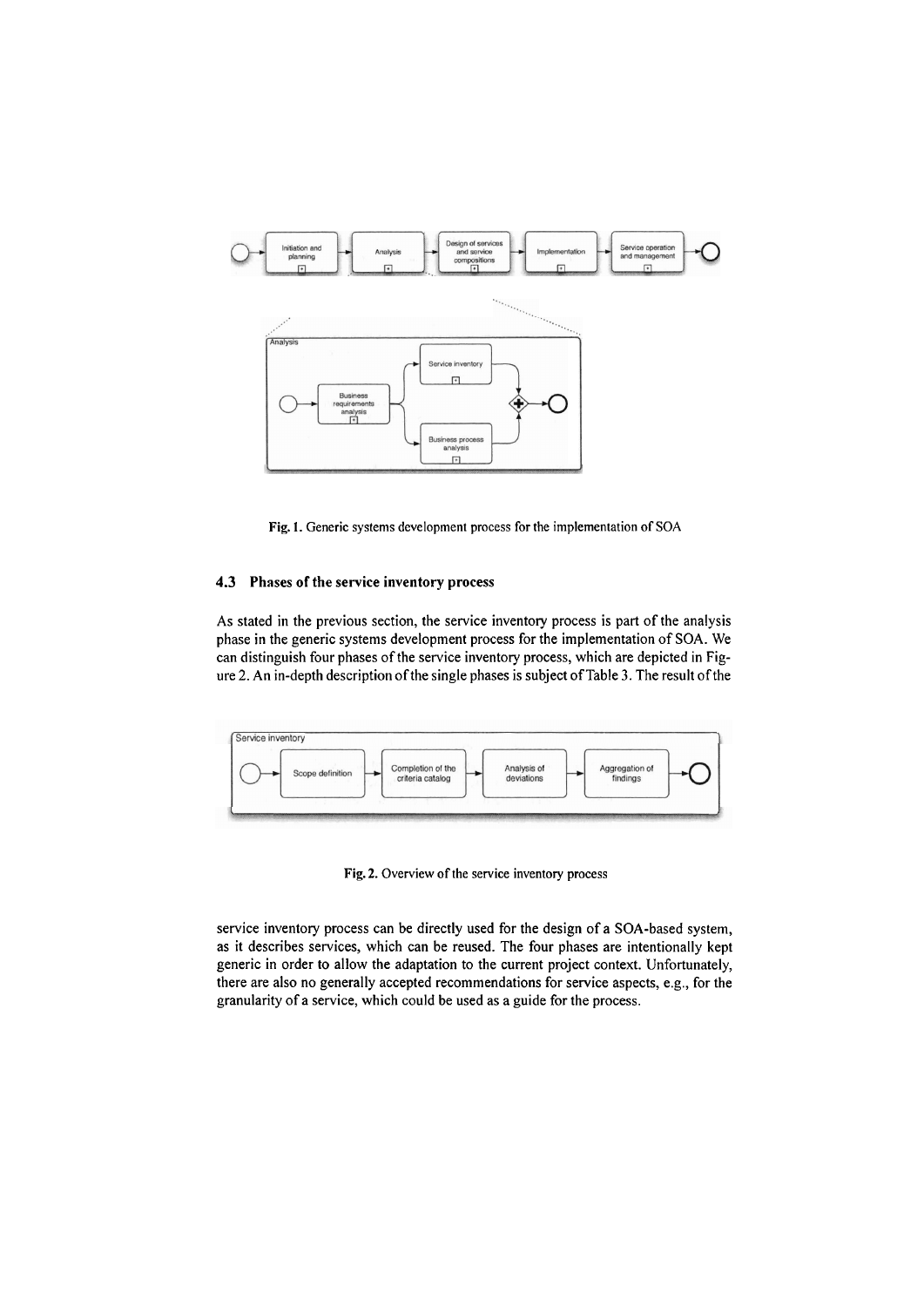Fig. 1. Generic systems development process for the implementation of SOA

### 4.3 Phases of the service inventory process

As stated in the previous section, the service inventory process is part of the analysis phase in the generic systems development process for the implementation of SOA. We can distinguish four phases of the service inventory process, which are depicted in Figure 2. An in-depth description of the single phases is subject of Table 3. The result of the service inventory process can be directly used for the design of a SOA-based system, as it describes services, which can be reused. The four phases are intentionally kept generic in order to allow the adaptation to the current project context. Unfortunately, there are also no generally accepted recommendations for service aspects, e.g., for the granularity of a service, which could be used as a guide for the process.

Fig. 2. Overview of the service inventory process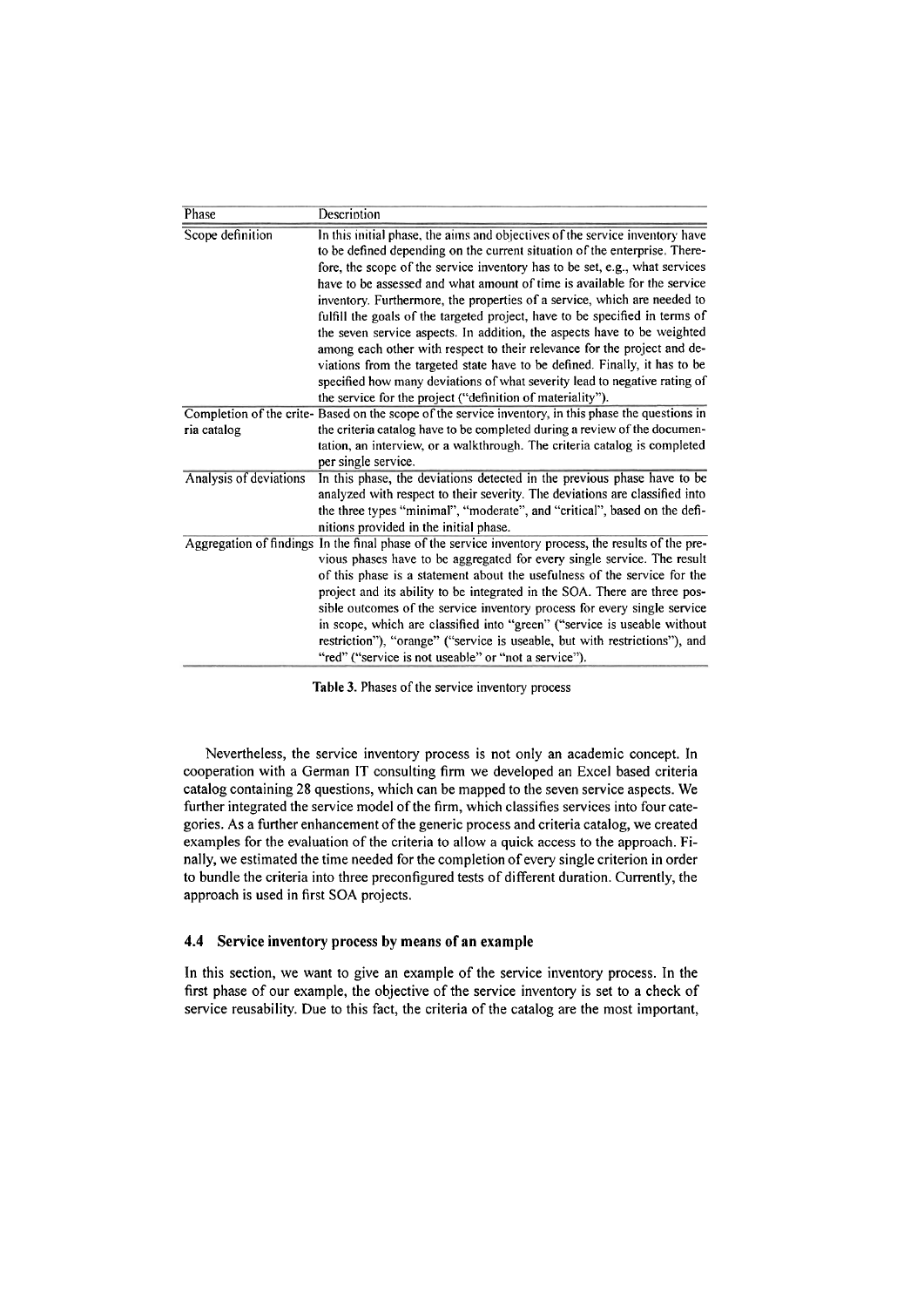| Phase | Description |
|---|---|
| Scope definition | In this initial phase, the aims and objectives of the service inventory have to be defined depending on the current situation of the enterprise. Therefore, the scope of the service inventory has to be set, e.g., what services have to be assessed and what amount of time is available for the service inventory. Furthermore, the properties of a service, which are needed to fulfill the goals of the targeted project, have to be specified in terms of the seven service aspects. In addition, the aspects have to be weighted among each other with respect to their relevance for the project and deviations from the targeted state have to be defined. Finally, it has to be specified how many deviations of what severity lead to negative rating of the service for the project ("definition of materiality"). |
| Completion of the criteria catalog | Based on the scope of the service inventory, in this phase the questions in the criteria catalog have to be completed during a review of the documentation, an interview, or a walkthrough. The criteria catalog is completed per single service. |
| Analysis of deviations | In this phase, the deviations detected in the previous phase have to be analyzed with respect to their severity. The deviations are classified into the three types "minimal", "moderate", and "critical", based on the definitions provided in the initial phase. |
| Aggregation of findings | In the final phase of the service inventory process, the results of the previous phases have to be aggregated for every single service. The result of this phase is a statement about the usefulness of the service for the project and its ability to be integrated in the SOA. There are three possible outcomes of the service inventory process for every single service in scope, which are classified into "green" ("service is useable without restriction"), "orange" ("service is useable, but with restrictions"), and "red" ("service is not useable" or "not a service"). |

**Table 3.** Phases of the service inventory process

Nevertheless, the service inventory process is not only an academic concept. In cooperation with a German IT consulting firm we developed an Excel based criteria catalog containing 28 questions, which can be mapped to the seven service aspects. We further integrated the service model of the firm, which classifies services into four categories. As a further enhancement of the generic process and criteria catalog, we created examples for the evaluation of the criteria to allow a quick access to the approach. Finally, we estimated the time needed for the completion of every single criterion in order to bundle the criteria into three preconfigured tests of different duration. Currently, the approach is used in first SOA projects.

### 4.4 Service inventory process by means of an example

In this section, we want to give an example of the service inventory process. In the first phase of our example, the objective of the service inventory is set to a check of service reusability. Due to this fact, the criteria of the catalog are the most important,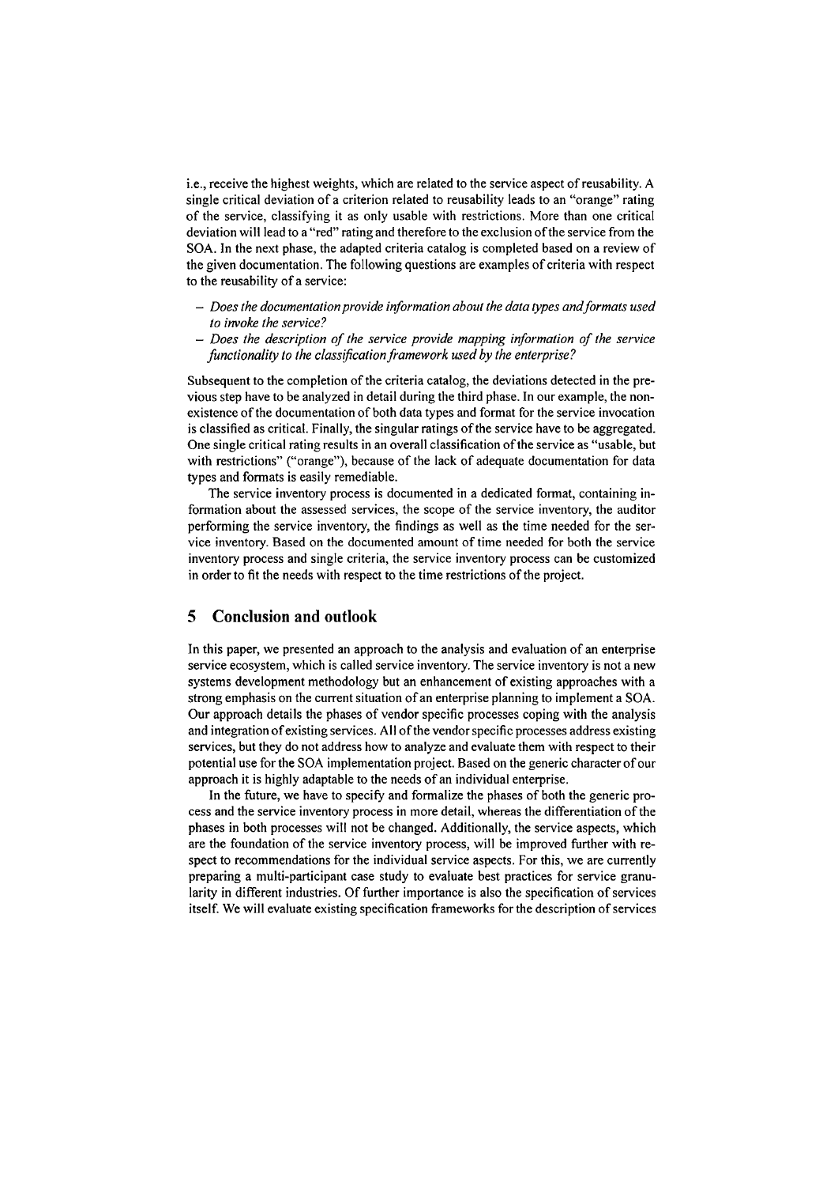i.e., receive the highest weights, which are related to the service aspect of reusability. A single critical deviation of a criterion related to reusability leads to an "orange" rating of the service, classifying it as only usable with restrictions. More than one critical deviation will lead to a "red" rating and therefore to the exclusion of the service from the SOA. In the next phase, the adapted criteria catalog is completed based on a review of the given documentation. The following questions are examples of criteria with respect to the reusability of a service:

- *Does the documentation provide information about the data types and formats used to invoke the service?*
- *Does the description of the service provide mapping information of the service functionality to the classification framework used by the enterprise?*

Subsequent to the completion of the criteria catalog, the deviations detected in the previous step have to be analyzed in detail during the third phase. In our example, the non-existence of the documentation of both data types and format for the service invocation is classified as critical. Finally, the singular ratings of the service have to be aggregated. One single critical rating results in an overall classification of the service as "usable, but with restrictions" ("orange"), because of the lack of adequate documentation for data types and formats is easily remediable.

The service inventory process is documented in a dedicated format, containing information about the assessed services, the scope of the service inventory, the auditor performing the service inventory, the findings as well as the time needed for the service inventory. Based on the documented amount of time needed for both the service inventory process and single criteria, the service inventory process can be customized in order to fit the needs with respect to the time restrictions of the project.

## 5 Conclusion and outlook

In this paper, we presented an approach to the analysis and evaluation of an enterprise service ecosystem, which is called service inventory. The service inventory is not a new systems development methodology but an enhancement of existing approaches with a strong emphasis on the current situation of an enterprise planning to implement a SOA. Our approach details the phases of vendor specific processes coping with the analysis and integration of existing services. All of the vendor specific processes address existing services, but they do not address how to analyze and evaluate them with respect to their potential use for the SOA implementation project. Based on the generic character of our approach it is highly adaptable to the needs of an individual enterprise.

In the future, we have to specify and formalize the phases of both the generic process and the service inventory process in more detail, whereas the differentiation of the phases in both processes will not be changed. Additionally, the service aspects, which are the foundation of the service inventory process, will be improved further with respect to recommendations for the individual service aspects. For this, we are currently preparing a multi-participant case study to evaluate best practices for service granularity in different industries. Of further importance is also the specification of services itself. We will evaluate existing specification frameworks for the description of services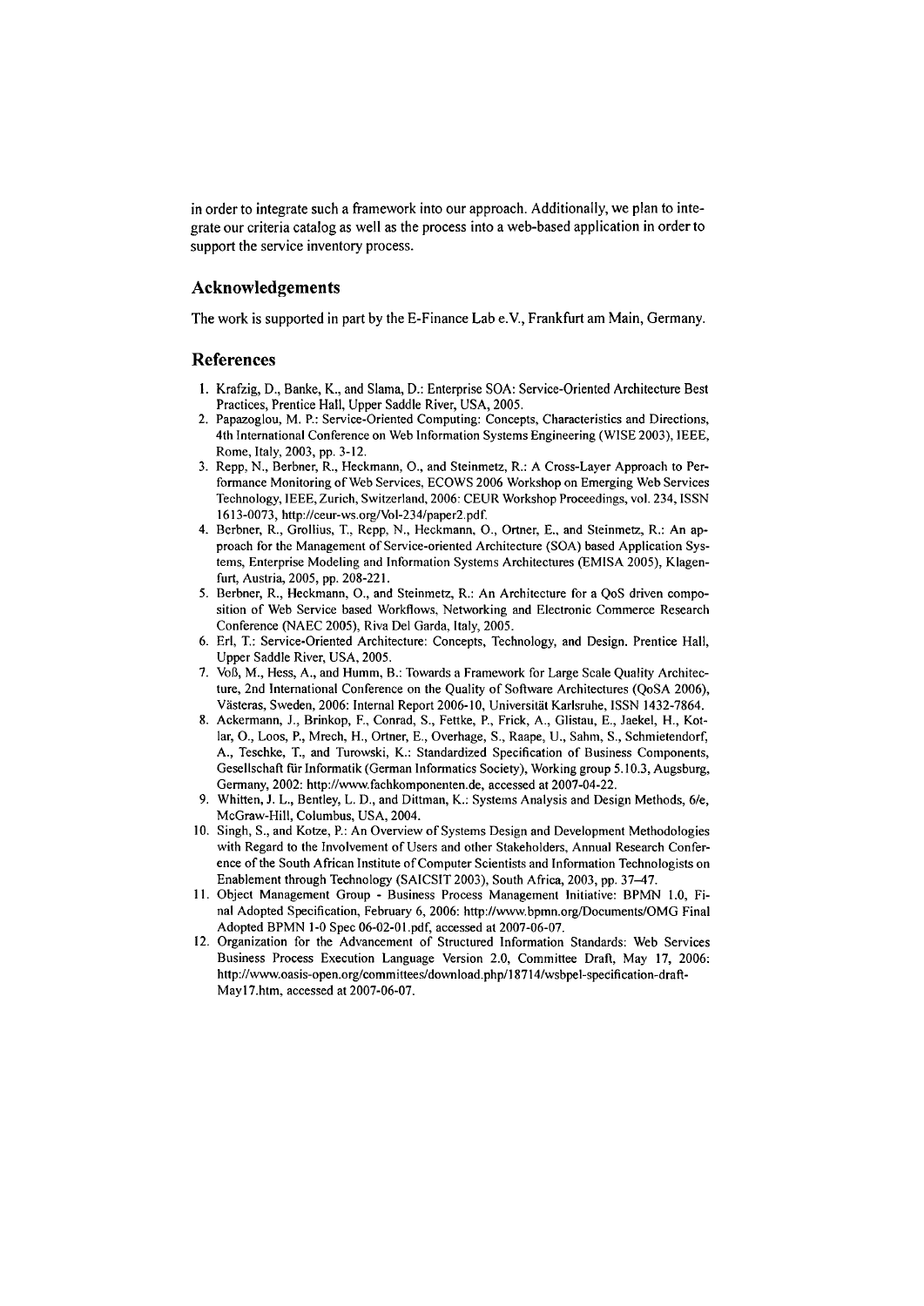in order to integrate such a framework into our approach. Additionally, we plan to integrate our criteria catalog as well as the process into a web-based application in order to support the service inventory process.

## Acknowledgements

The work is supported in part by the E-Finance Lab e.V., Frankfurt am Main, Germany.

## References

1. Krafzig, D., Banke, K., and Slama, D.: Enterprise SOA: Service-Oriented Architecture Best Practices, Prentice Hall, Upper Saddle River, USA, 2005.
2. Papazoglou, M. P.: Service-Oriented Computing: Concepts, Characteristics and Directions, 4th International Conference on Web Information Systems Engineering (WISE 2003), IEEE, Rome, Italy, 2003, pp. 3-12.
3. Repp, N., Berbner, R., Heckmann, O., and Steinmetz, R.: A Cross-Layer Approach to Performance Monitoring of Web Services, ECOWS 2006 Workshop on Emerging Web Services Technology, IEEE, Zurich, Switzerland, 2006: CEUR Workshop Proceedings, vol. 234, ISSN 1613-0073, http://ceur-ws.org/Vol-234/paper2.pdf.
4. Berbner, R., Grollius, T., Repp, N., Heckmann, O., Ortner, E., and Steinmetz, R.: An approach for the Management of Service-oriented Architecture (SOA) based Application Systems, Enterprise Modeling and Information Systems Architectures (EMISA 2005), Klagenfurt, Austria, 2005, pp. 208-221.
5. Berbner, R., Heckmann, O., and Steinmetz, R.: An Architecture for a QoS driven composition of Web Service based Workflows, Networking and Electronic Commerce Research Conference (NAEC 2005), Riva Del Garda, Italy, 2005.
6. Erl, T.: Service-Oriented Architecture: Concepts, Technology, and Design. Prentice Hall, Upper Saddle River, USA, 2005.
7. Voß, M., Hess, A., and Humm, B.: Towards a Framework for Large Scale Quality Architecture, 2nd International Conference on the Quality of Software Architectures (QoSA 2006), Västeras, Sweden, 2006: Internal Report 2006-10, Universität Karlsruhe, ISSN 1432-7864.
8. Ackermann, J., Brinkop, F., Conrad, S., Fettke, P., Frick, A., Glistau, E., Jaekel, H., Kotlar, O., Loos, P., Mrech, H., Ortner, E., Overhage, S., Raape, U., Sahm, S., Schmietendorf, A., Teschke, T., and Turowski, K.: Standardized Specification of Business Components, Gesellschaft für Informatik (German Informatics Society), Working group 5.10.3, Augsburg, Germany, 2002: http://www.fachkomponenten.de, accessed at 2007-04-22.
9. Whitten, J. L., Bentley, L. D., and Dittman, K.: Systems Analysis and Design Methods, 6/e, McGraw-Hill, Columbus, USA, 2004.
10. Singh, S., and Kotze, P.: An Overview of Systems Design and Development Methodologies with Regard to the Involvement of Users and other Stakeholders, Annual Research Conference of the South African Institute of Computer Scientists and Information Technologists on Enablement through Technology (SAICSIT 2003), South Africa, 2003, pp. 37–47.
11. Object Management Group - Business Process Management Initiative: BPMN 1.0, Final Adopted Specification, February 6, 2006: http://www.bpmn.org/Documents/OMG Final Adopted BPMN 1-0 Spec 06-02-01.pdf, accessed at 2007-06-07.
12. Organization for the Advancement of Structured Information Standards: Web Services Business Process Execution Language Version 2.0, Committee Draft, May 17, 2006: http://www.oasis-open.org/committees/download.php/18714/wsbpel-specification-draft-May17.htm, accessed at 2007-06-07.